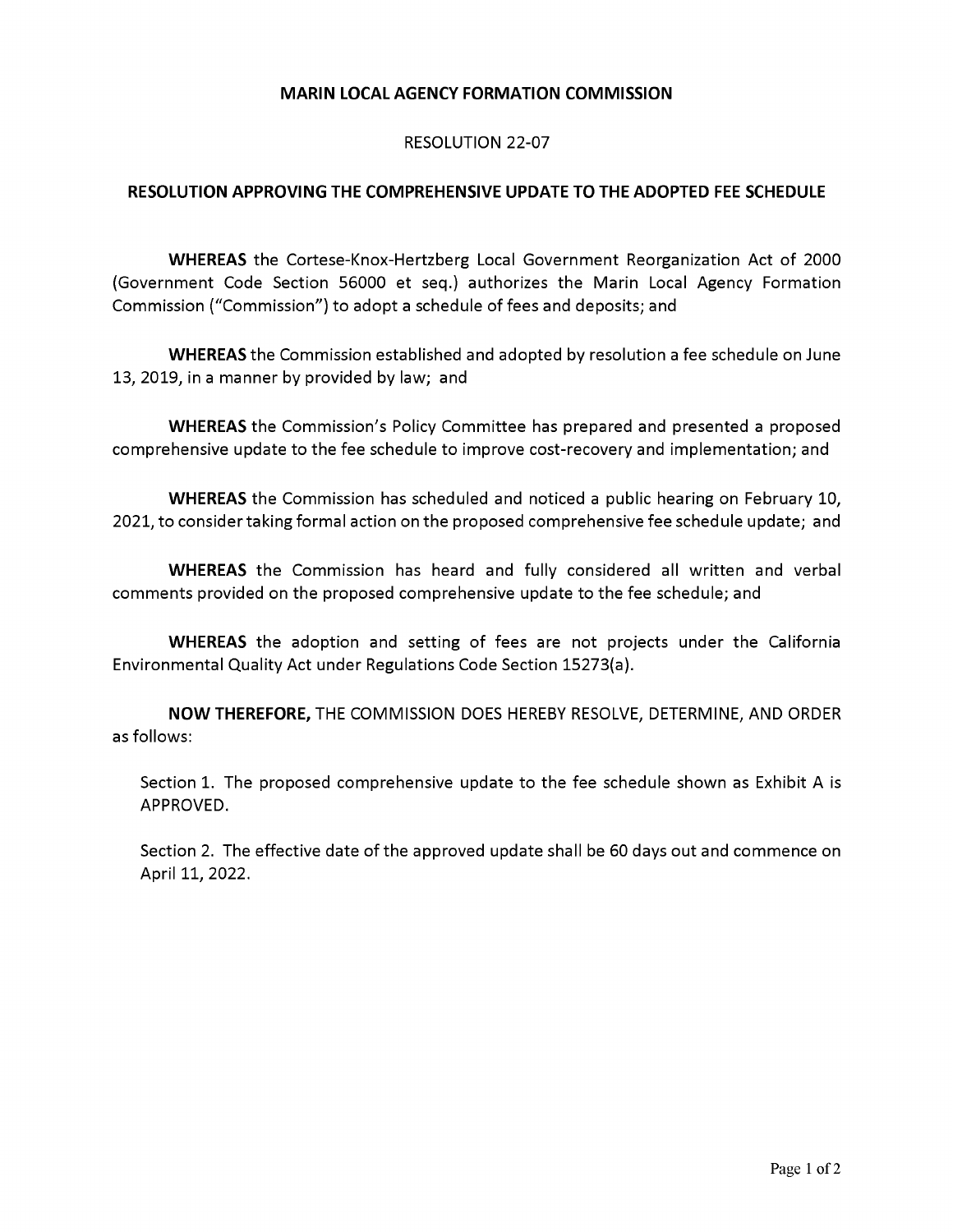**MARIN LOCAL AGENCY FORMATION COMMISSION**

RESOLUTION 22-07

**RESOLUTION APPROVING THE COMPREHENSIVE UPDATE TO THE ADOPTED FEE SCHEDULE**

**WHEREAS** the Cortese-Knox-Hertzberg Local Government Reorganization Act of 2000 (Government Code Section 56000 et seq.) authorizes the Marin Local Agency Formation Commission ("Commission") to adopt a schedule of fees and deposits; and

**WHEREAS** the Commission established and adopted by resolution a fee schedule on June 13, 2019, in a manner by provided by law; and

**WHEREAS** the Commission's Policy Committee has prepared and presented a proposed comprehensive update to the fee schedule to improve cost-recovery and implementation; and

**WHEREAS** the Commission has scheduled and noticed a public hearing on February 10, 2021, to consider taking formal action on the proposed comprehensive fee schedule update; and

**WHEREAS** the Commission has heard and fully considered all written and verbal comments provided on the proposed comprehensive update to the fee schedule; and

**WHEREAS** the adoption and setting of fees are not projects under the California Environmental Quality Act under Regulations Code Section 15273(a).

**NOW THEREFORE,** THE COMMISSION DOES HEREBY RESOLVE, DETERMINE, AND ORDER as follows:

Section 1. The proposed comprehensive update to the fee schedule shown as Exhibit A is APPROVED.

Section 2. The effective date of the approved update shall be 60 days out and commence on April 11, 2022.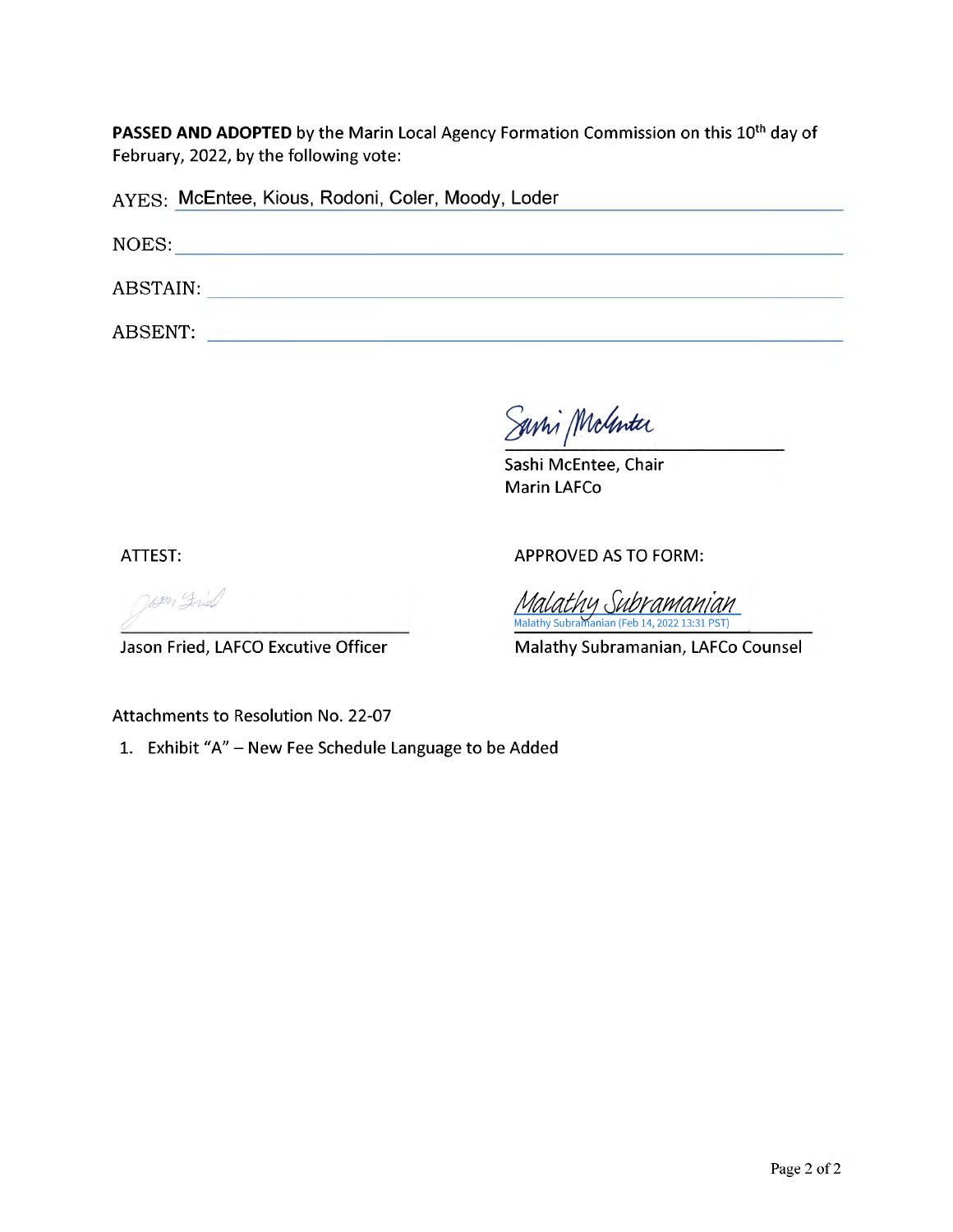**PASSED AND ADOPTED** by the Marin Local Agency Formation Commission on this 10th day of February, 2022, by the following vote:

AYES: McEntee, Kious, Rodoni, Coler, Moody, Loder

NOES:

ABSTAIN:

ABSENT:

Sashi McEntee, Chair
Marin LAFCo

ATTEST:

Jason Fried, LAFCO Excutive Officer

APPROVED AS TO FORM:

Malathy Subramanian (Feb 14, 2022 13:31 PST)

Malathy Subramanian, LAFCo Counsel

Attachments to Resolution No. 22-07

1. Exhibit "A" – New Fee Schedule Language to be Added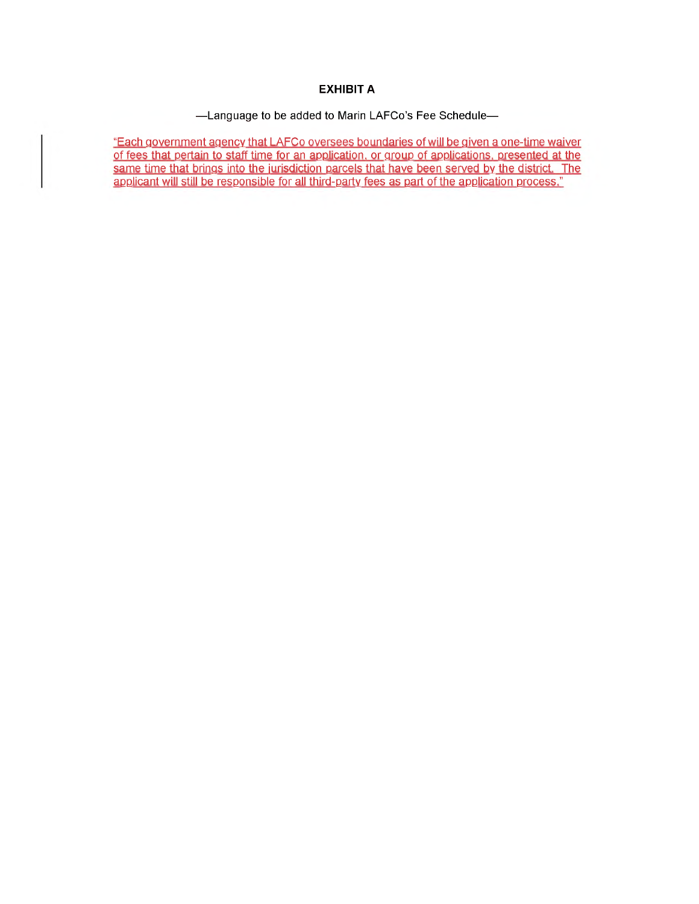**EXHIBIT A**

—Language to be added to Marin LAFCo's Fee Schedule—

"Each government agency that LAFCo oversees boundaries of will be given a one-time waiver of fees that pertain to staff time for an application, or group of applications, presented at the same time that brings into the jurisdiction parcels that have been served by the district. The applicant will still be responsible for all third-party fees as part of the application process."